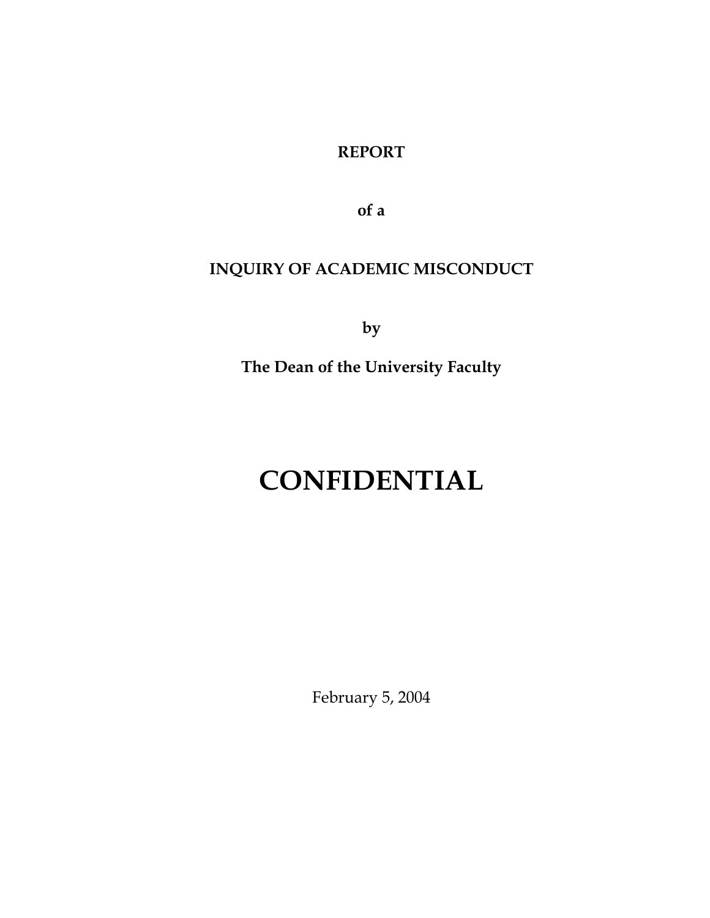**REPORT**

**of a**

**INQUIRY OF ACADEMIC MISCONDUCT**

**by**

**The Dean of the University Faculty**

# CONFIDENTIAL

February 5, 2004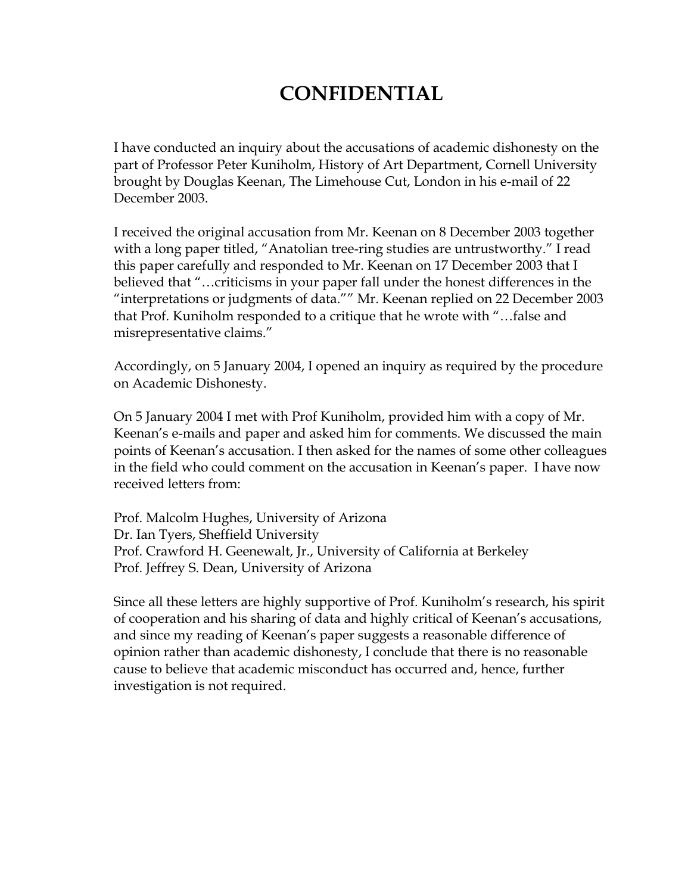# CONFIDENTIAL

I have conducted an inquiry about the accusations of academic dishonesty on the part of Professor Peter Kuniholm, History of Art Department, Cornell University brought by Douglas Keenan, The Limehouse Cut, London in his e-mail of 22 December 2003.

I received the original accusation from Mr. Keenan on 8 December 2003 together with a long paper titled, "Anatolian tree-ring studies are untrustworthy." I read this paper carefully and responded to Mr. Keenan on 17 December 2003 that I believed that "…criticisms in your paper fall under the honest differences in the "interpretations or judgments of data."" Mr. Keenan replied on 22 December 2003 that Prof. Kuniholm responded to a critique that he wrote with "…false and misrepresentative claims."

Accordingly, on 5 January 2004, I opened an inquiry as required by the procedure on Academic Dishonesty.

On 5 January 2004 I met with Prof Kuniholm, provided him with a copy of Mr. Keenan's e-mails and paper and asked him for comments. We discussed the main points of Keenan's accusation. I then asked for the names of some other colleagues in the field who could comment on the accusation in Keenan's paper. I have now received letters from:

Prof. Malcolm Hughes, University of Arizona
Dr. Ian Tyers, Sheffield University
Prof. Crawford H. Geenewalt, Jr., University of California at Berkeley
Prof. Jeffrey S. Dean, University of Arizona

Since all these letters are highly supportive of Prof. Kuniholm's research, his spirit of cooperation and his sharing of data and highly critical of Keenan's accusations, and since my reading of Keenan's paper suggests a reasonable difference of opinion rather than academic dishonesty, I conclude that there is no reasonable cause to believe that academic misconduct has occurred and, hence, further investigation is not required.